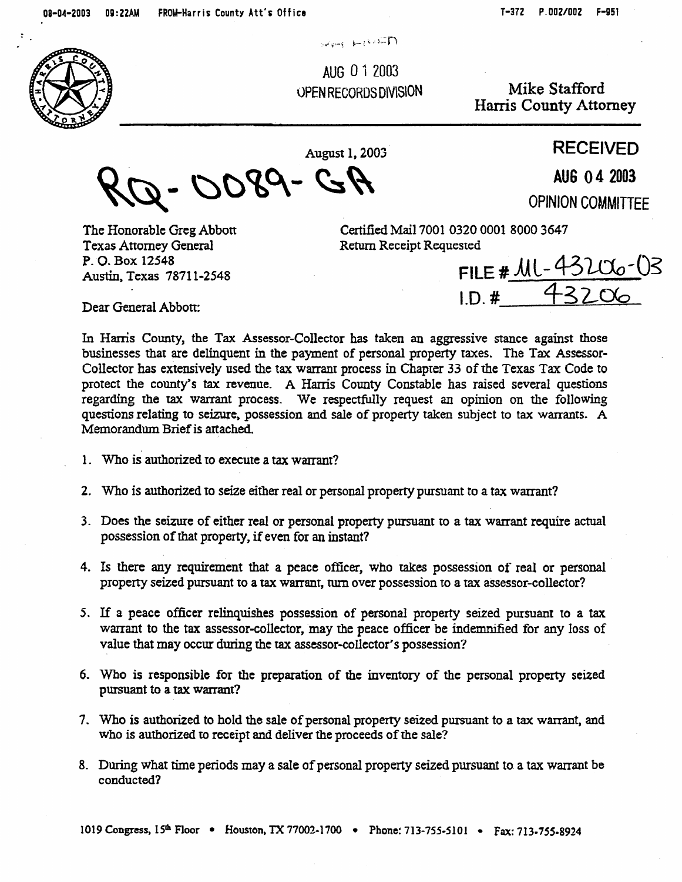AUG 0 1 2003
OPEN RECORDS DIVISION

Mike Stafford
Harris County Attorney

August 1, 2003

RQ-0089-GA

RECEIVED
AUG 0 4 2003
OPINION COMMITTEE

The Honorable Greg Abbott
Texas Attorney General
P. O. Box 12548
Austin, Texas 78711-2548

Certified Mail 7001 0320 0001 8000 3647
Return Receipt Requested

FILE # ML-43206-03
I.D. # 43206

Dear General Abbott:

In Harris County, the Tax Assessor-Collector has taken an aggressive stance against those businesses that are delinquent in the payment of personal property taxes. The Tax Assessor-Collector has extensively used the tax warrant process in Chapter 33 of the Texas Tax Code to protect the county's tax revenue. A Harris County Constable has raised several questions regarding the tax warrant process. We respectfully request an opinion on the following questions relating to seizure, possession and sale of property taken subject to tax warrants. A Memorandum Brief is attached.

1. Who is authorized to execute a tax warrant?
2. Who is authorized to seize either real or personal property pursuant to a tax warrant?
3. Does the seizure of either real or personal property pursuant to a tax warrant require actual possession of that property, if even for an instant?
4. Is there any requirement that a peace officer, who takes possession of real or personal property seized pursuant to a tax warrant, turn over possession to a tax assessor-collector?
5. If a peace officer relinquishes possession of personal property seized pursuant to a tax warrant to the tax assessor-collector, may the peace officer be indemnified for any loss of value that may occur during the tax assessor-collector's possession?
6. Who is responsible for the preparation of the inventory of the personal property seized pursuant to a tax warrant?
7. Who is authorized to hold the sale of personal property seized pursuant to a tax warrant, and who is authorized to receipt and deliver the proceeds of the sale?
8. During what time periods may a sale of personal property seized pursuant to a tax warrant be conducted?

1019 Congress, 15th Floor • Houston, TX 77002-1700 • Phone: 713-755-5101 • Fax: 713-755-8924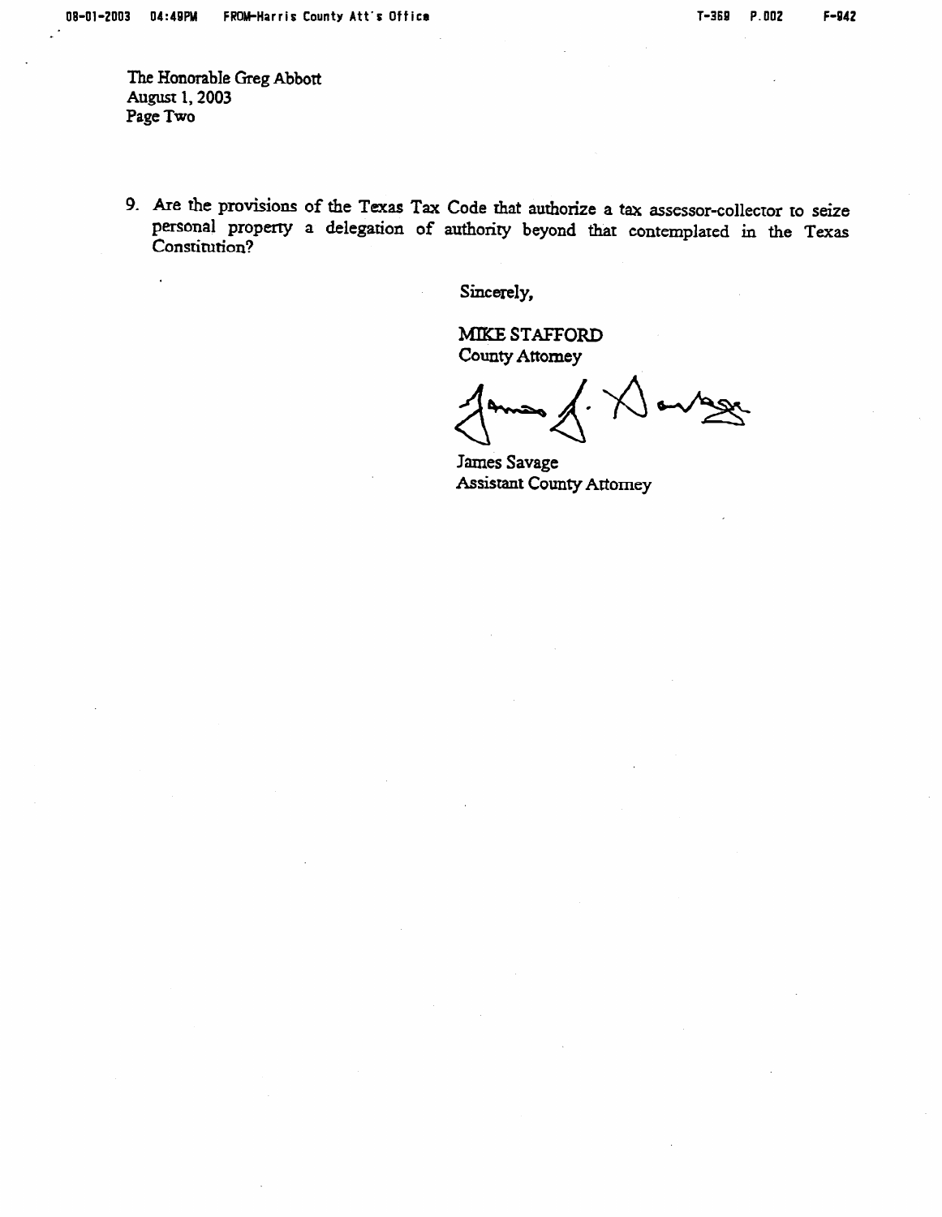The Honorable Greg Abbott
August 1, 2003
Page Two

9. Are the provisions of the Texas Tax Code that authorize a tax assessor-collector to seize personal property a delegation of authority beyond that contemplated in the Texas Constitution?

Sincerely,

MIKE STAFFORD
County Attorney

James Savage
Assistant County Attorney